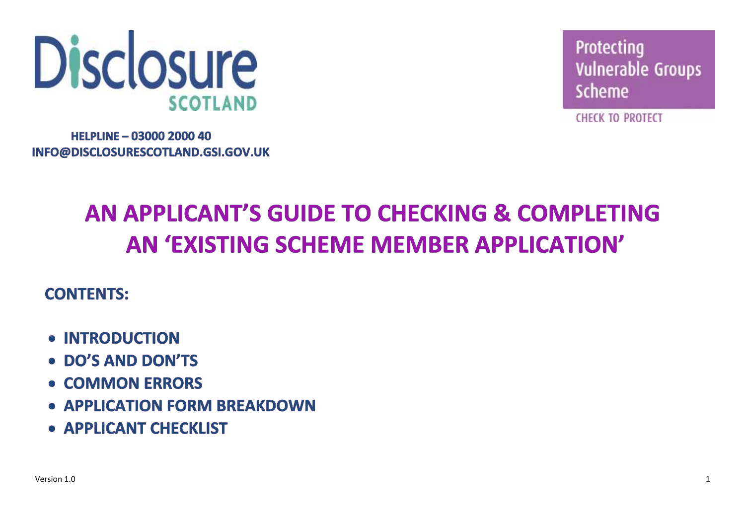Disclosure SCOTLAND

Protecting Vulnerable Groups Scheme

CHECK TO PROTECT

**HELPLINE – 03000 2000 40**
**INFO@DISCLOSURESCOTLAND.GSI.GOV.UK**

# AN APPLICANT'S GUIDE TO CHECKING & COMPLETING AN 'EXISTING SCHEME MEMBER APPLICATION'

## CONTENTS:

- **INTRODUCTION**
- **DO'S AND DON'TS**
- **COMMON ERRORS**
- **APPLICATION FORM BREAKDOWN**
- **APPLICANT CHECKLIST**

Version 1.0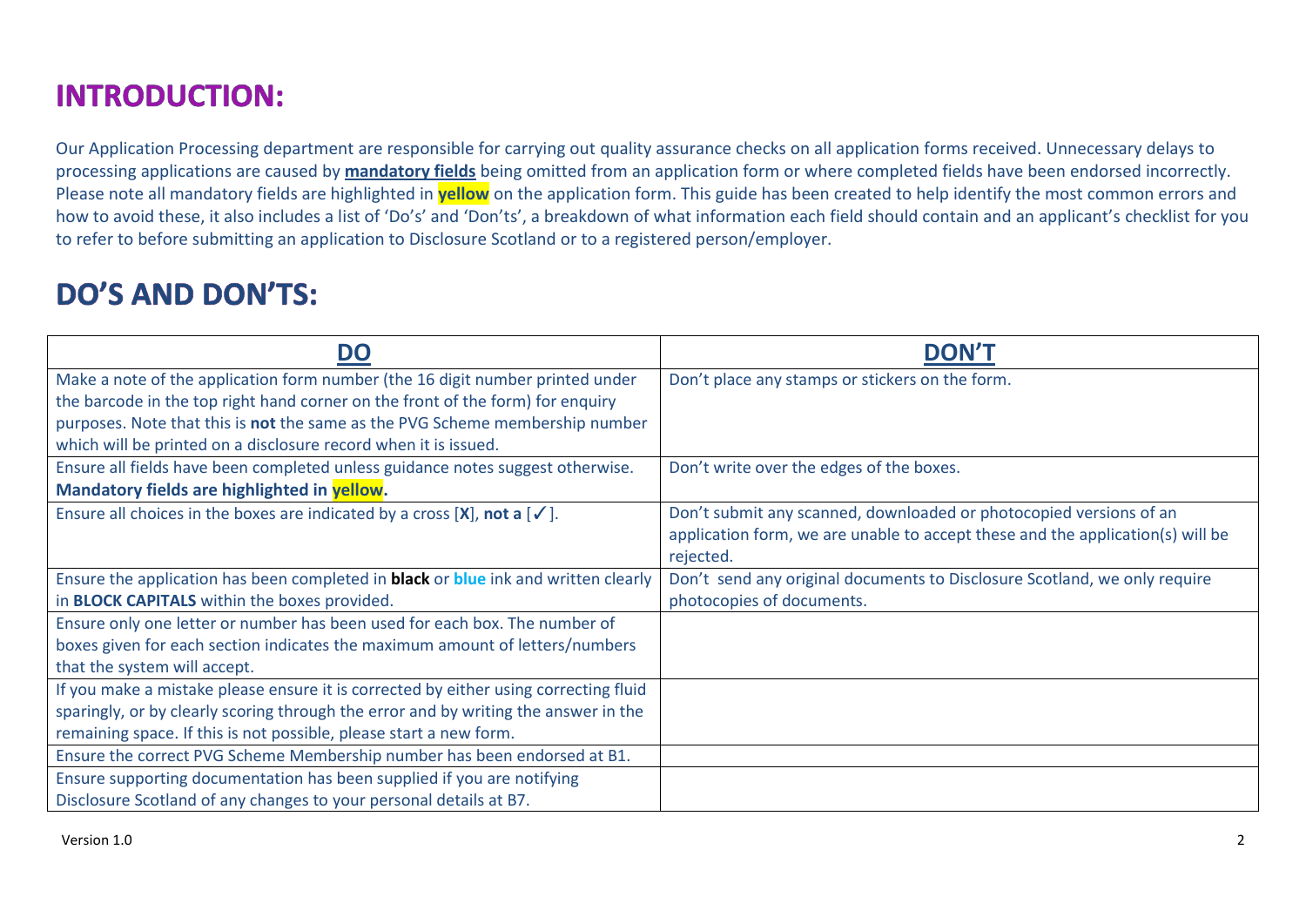# INTRODUCTION:

Our Application Processing department are responsible for carrying out quality assurance checks on all application forms received. Unnecessary delays to processing applications are caused by **mandatory fields** being omitted from an application form or where completed fields have been endorsed incorrectly. Please note all mandatory fields are highlighted in **yellow** on the application form. This guide has been created to help identify the most common errors and how to avoid these, it also includes a list of 'Do's' and 'Don'ts', a breakdown of what information each field should contain and an applicant's checklist for you to refer to before submitting an application to Disclosure Scotland or to a registered person/employer.

# DO'S AND DON'TS:

| DO | DON'T |
| --- | --- |
| Make a note of the application form number (the 16 digit number printed under the barcode in the top right hand corner on the front of the form) for enquiry purposes. Note that this is **not** the same as the PVG Scheme membership number which will be printed on a disclosure record when it is issued. | Don't place any stamps or stickers on the form. |
| Ensure all fields have been completed unless guidance notes suggest otherwise. **Mandatory fields are highlighted in yellow.** | Don't write over the edges of the boxes. |
| Ensure all choices in the boxes are indicated by a cross [**X**], **not a** [✓]. | Don't submit any scanned, downloaded or photocopied versions of an application form, we are unable to accept these and the application(s) will be rejected. |
| Ensure the application has been completed in **black** or **blue** ink and written clearly in **BLOCK CAPITALS** within the boxes provided. | Don't send any original documents to Disclosure Scotland, we only require photocopies of documents. |
| Ensure only one letter or number has been used for each box. The number of boxes given for each section indicates the maximum amount of letters/numbers that the system will accept. | |
| If you make a mistake please ensure it is corrected by either using correcting fluid sparingly, or by clearly scoring through the error and by writing the answer in the remaining space. If this is not possible, please start a new form. | |
| Ensure the correct PVG Scheme Membership number has been endorsed at B1. | |
| Ensure supporting documentation has been supplied if you are notifying Disclosure Scotland of any changes to your personal details at B7. | |

Version 1.0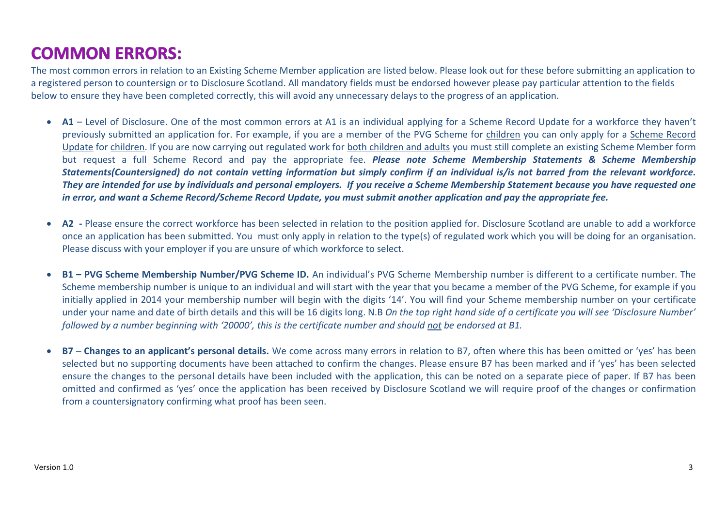# COMMON ERRORS:

The most common errors in relation to an Existing Scheme Member application are listed below. Please look out for these before submitting an application to a registered person to countersign or to Disclosure Scotland. All mandatory fields must be endorsed however please pay particular attention to the fields below to ensure they have been completed correctly, this will avoid any unnecessary delays to the progress of an application.

- **A1** – Level of Disclosure. One of the most common errors at A1 is an individual applying for a Scheme Record Update for a workforce they haven't previously submitted an application for. For example, if you are a member of the PVG Scheme for children you can only apply for a Scheme Record Update for children. If you are now carrying out regulated work for both children and adults you must still complete an existing Scheme Member form but request a full Scheme Record and pay the appropriate fee. ***Please note Scheme Membership Statements & Scheme Membership Statements(Countersigned) do not contain vetting information but simply confirm if an individual is/is not barred from the relevant workforce. They are intended for use by individuals and personal employers. If you receive a Scheme Membership Statement because you have requested one in error, and want a Scheme Record/Scheme Record Update, you must submit another application and pay the appropriate fee.***

- **A2 -** Please ensure the correct workforce has been selected in relation to the position applied for. Disclosure Scotland are unable to add a workforce once an application has been submitted. You must only apply in relation to the type(s) of regulated work which you will be doing for an organisation. Please discuss with your employer if you are unsure of which workforce to select.

- **B1 – PVG Scheme Membership Number/PVG Scheme ID.** An individual's PVG Scheme Membership number is different to a certificate number. The Scheme membership number is unique to an individual and will start with the year that you became a member of the PVG Scheme, for example if you initially applied in 2014 your membership number will begin with the digits '14'. You will find your Scheme membership number on your certificate under your name and date of birth details and this will be 16 digits long. N.B *On the top right hand side of a certificate you will see 'Disclosure Number' followed by a number beginning with '20000', this is the certificate number and should not be endorsed at B1.*

- **B7** – **Changes to an applicant's personal details.** We come across many errors in relation to B7, often where this has been omitted or 'yes' has been selected but no supporting documents have been attached to confirm the changes. Please ensure B7 has been marked and if 'yes' has been selected ensure the changes to the personal details have been included with the application, this can be noted on a separate piece of paper. If B7 has been omitted and confirmed as 'yes' once the application has been received by Disclosure Scotland we will require proof of the changes or confirmation from a countersignatory confirming what proof has been seen.

Version 1.0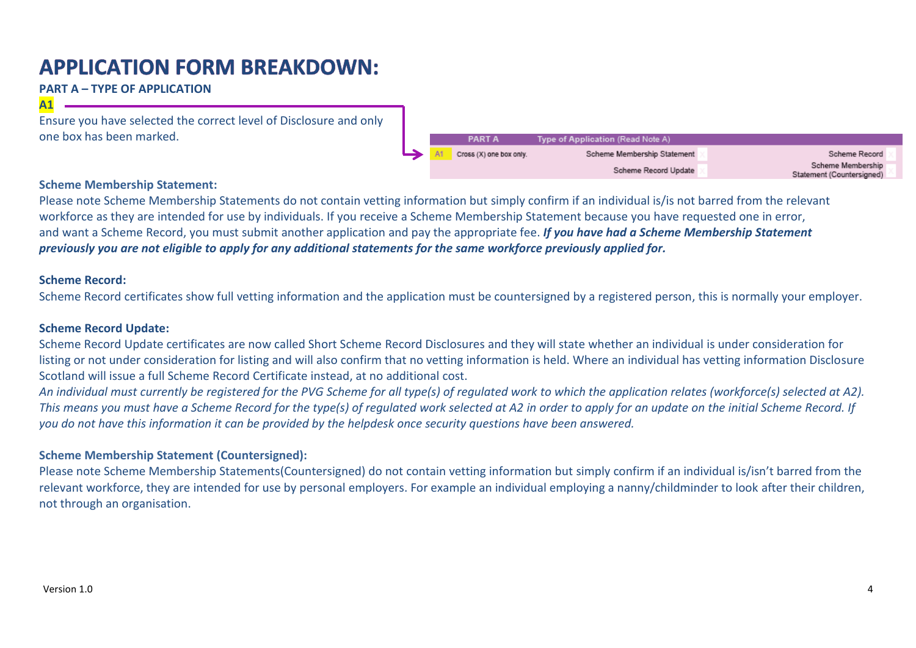# APPLICATION FORM BREAKDOWN:

**PART A – TYPE OF APPLICATION**

**A1**

Ensure you have selected the correct level of Disclosure and only one box has been marked.

| PART A | Type of Application (Read Note A) | | |
|---|---|---|---|
| A1 | Cross (X) one box only. | Scheme Membership Statement | Scheme Record |
| | | Scheme Record Update | Scheme Membership Statement (Countersigned) |

**Scheme Membership Statement:**

Please note Scheme Membership Statements do not contain vetting information but simply confirm if an individual is/is not barred from the relevant workforce as they are intended for use by individuals. If you receive a Scheme Membership Statement because you have requested one in error, and want a Scheme Record, you must submit another application and pay the appropriate fee. ***If you have had a Scheme Membership Statement previously you are not eligible to apply for any additional statements for the same workforce previously applied for.***

**Scheme Record:**

Scheme Record certificates show full vetting information and the application must be countersigned by a registered person, this is normally your employer.

**Scheme Record Update:**

Scheme Record Update certificates are now called Short Scheme Record Disclosures and they will state whether an individual is under consideration for listing or not under consideration for listing and will also confirm that no vetting information is held. Where an individual has vetting information Disclosure Scotland will issue a full Scheme Record Certificate instead, at no additional cost.

*An individual must currently be registered for the PVG Scheme for all type(s) of regulated work to which the application relates (workforce(s) selected at A2). This means you must have a Scheme Record for the type(s) of regulated work selected at A2 in order to apply for an update on the initial Scheme Record. If you do not have this information it can be provided by the helpdesk once security questions have been answered.*

**Scheme Membership Statement (Countersigned):**

Please note Scheme Membership Statements(Countersigned) do not contain vetting information but simply confirm if an individual is/isn't barred from the relevant workforce, they are intended for use by personal employers. For example an individual employing a nanny/childminder to look after their children, not through an organisation.

Version 1.0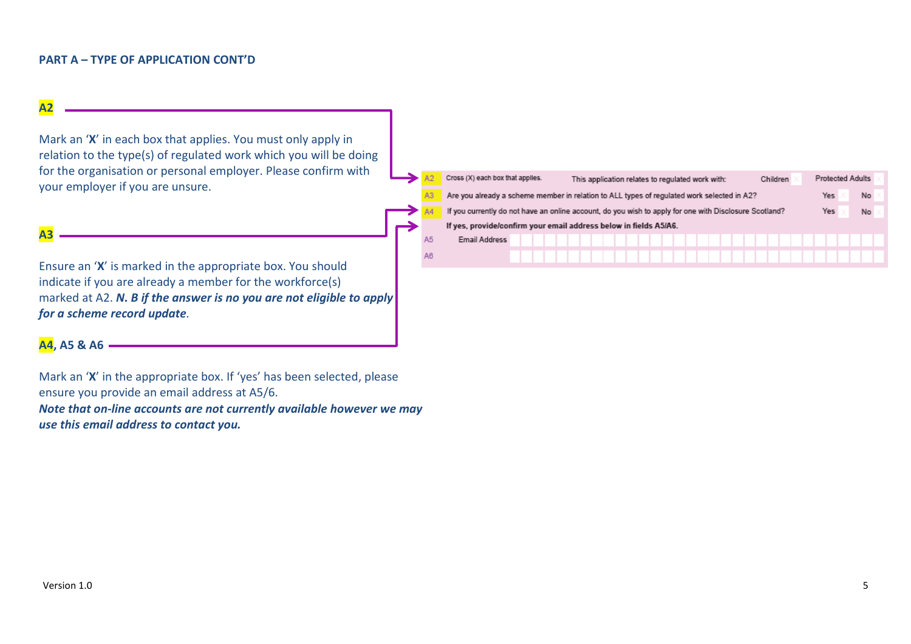## PART A – TYPE OF APPLICATION CONT'D

**A2**

Mark an '**X**' in each box that applies. You must only apply in relation to the type(s) of regulated work which you will be doing for the organisation or personal employer. Please confirm with your employer if you are unsure.

**A3**

Ensure an '**X**' is marked in the appropriate box. You should indicate if you are already a member for the workforce(s) marked at A2. ***N. B if the answer is no you are not eligible to apply for a scheme record update***.

**A4, A5 & A6**

Mark an '**X**' in the appropriate box. If 'yes' has been selected, please ensure you provide an email address at A5/6.

***Note that on-line accounts are not currently available however we may use this email address to contact you.***

| | | | |
|---|---|---|---|
| A2 | Cross (X) each box that applies. This application relates to regulated work with: | Children ☐ | Protected Adults ☐ |
| A3 | Are you already a scheme member in relation to ALL types of regulated work selected in A2? | Yes ☐ | No ☐ |
| A4 | If you currently do not have an online account, do you wish to apply for one with Disclosure Scotland? | Yes ☐ | No ☐ |
| | **If yes, provide/confirm your email address below in fields A5/A6.** | | |
| A5 | Email Address | | |
| A6 | | | |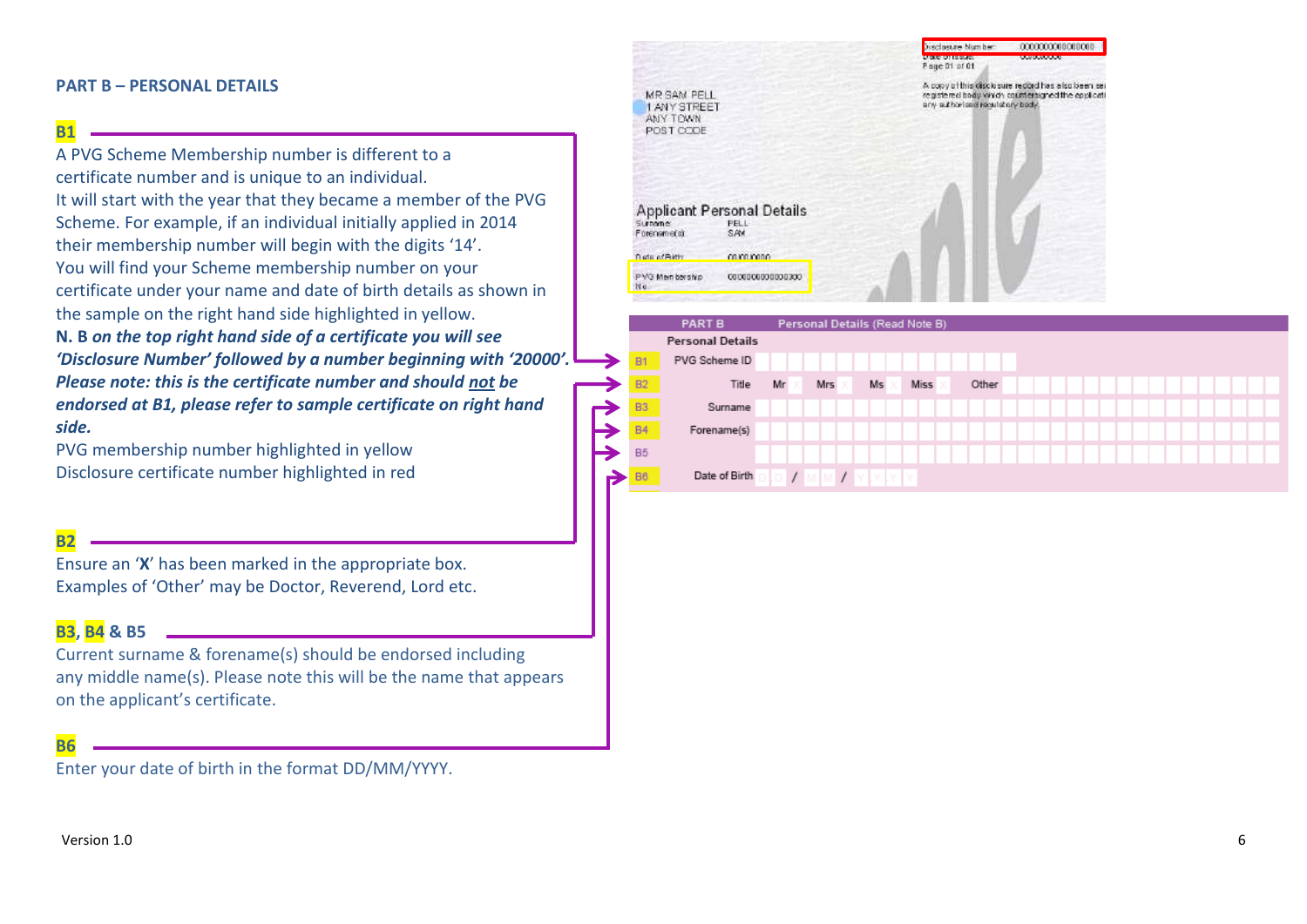## PART B – PERSONAL DETAILS

**B1**

A PVG Scheme Membership number is different to a certificate number and is unique to an individual. It will start with the year that they became a member of the PVG Scheme. For example, if an individual initially applied in 2014 their membership number will begin with the digits '14'. You will find your Scheme membership number on your certificate under your name and date of birth details as shown in the sample on the right hand side highlighted in yellow.

**N. B *on the top right hand side of a certificate you will see 'Disclosure Number' followed by a number beginning with '20000'. Please note: this is the certificate number and should not be endorsed at B1, please refer to sample certificate on right hand side.***

PVG membership number highlighted in yellow
Disclosure certificate number highlighted in red

**B2**

Ensure an '**X**' has been marked in the appropriate box. Examples of 'Other' may be Doctor, Reverend, Lord etc.

**B3, B4 & B5**

Current surname & forename(s) should be endorsed including any middle name(s). Please note this will be the name that appears on the applicant's certificate.

**B6**

Enter your date of birth in the format DD/MM/YYYY.

| PART B | Personal Details (Read Note B) |
|---|---|
| | **Personal Details** |
| B1 | PVG Scheme ID |
| B2 | Title Mr Mrs Ms Miss Other |
| B3 | Surname |
| B4 | Forename(s) |
| B5 | |
| B6 | Date of Birth DD / MM / YYYY |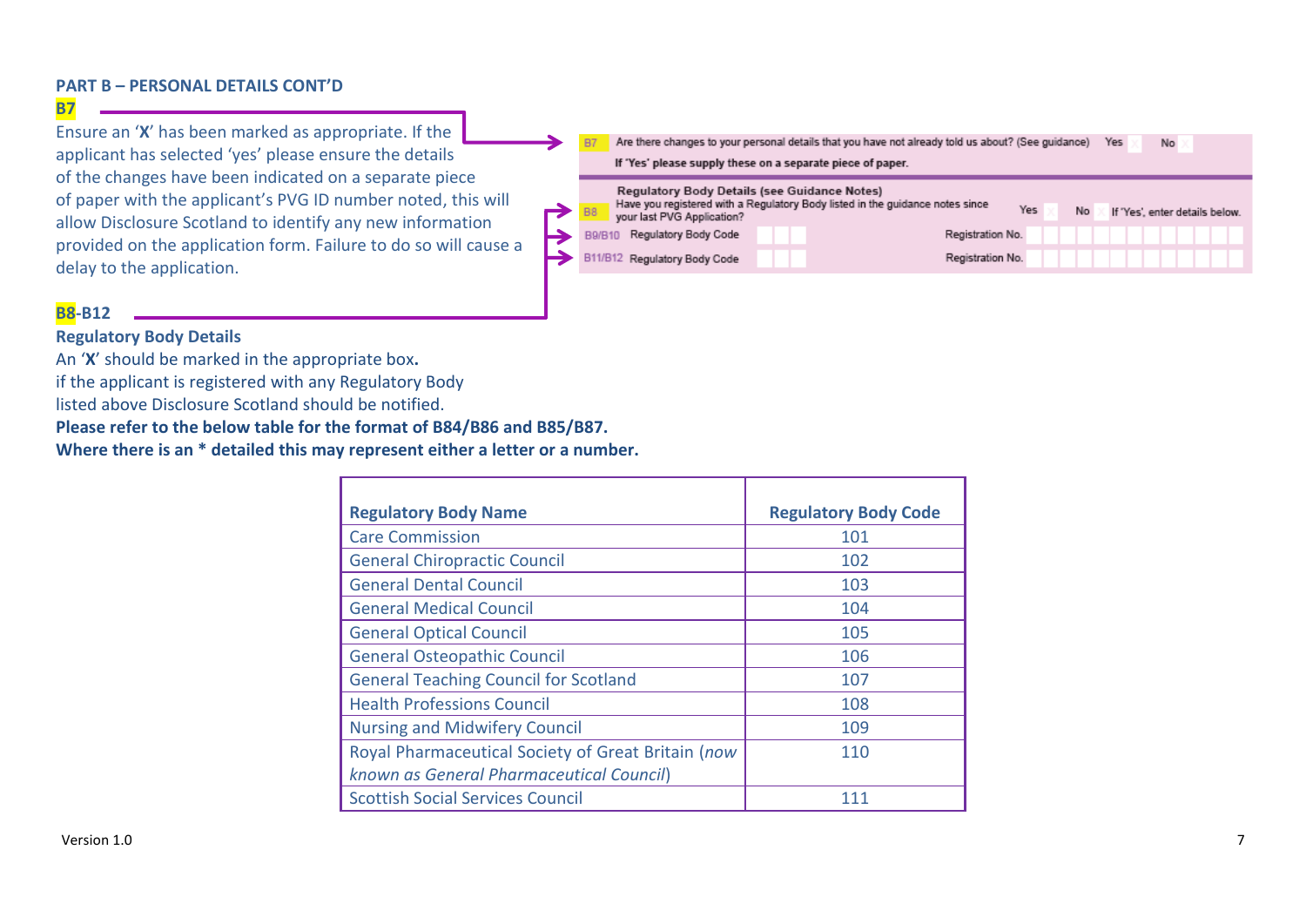## PART B – PERSONAL DETAILS CONT'D

**B7**

Ensure an '**X**' has been marked as appropriate. If the applicant has selected 'yes' please ensure the details of the changes have been indicated on a separate piece of paper with the applicant's PVG ID number noted, this will allow Disclosure Scotland to identify any new information provided on the application form. Failure to do so will cause a delay to the application.

| | | | |
|---|---|---|---|
| B7 | Are there changes to your personal details that you have not already told us about? (See guidance) | Yes | No |
| | If 'Yes' please supply these on a separate piece of paper. | | |
| | **Regulatory Body Details (see Guidance Notes)** | | |
| B8 | Have you registered with a Regulatory Body listed in the guidance notes since your last PVG Application? | Yes | No — If 'Yes', enter details below. |
| B9/B10 | Regulatory Body Code | Registration No. | |
| B11/B12 | Regulatory Body Code | Registration No. | |

**B8-B12**

**Regulatory Body Details**

An '**X**' should be marked in the appropriate box**.**
if the applicant is registered with any Regulatory Body listed above Disclosure Scotland should be notified.
**Please refer to the below table for the format of B84/B86 and B85/B87.**
**Where there is an * detailed this may represent either a letter or a number.**

| Regulatory Body Name | Regulatory Body Code |
|---|---|
| Care Commission | 101 |
| General Chiropractic Council | 102 |
| General Dental Council | 103 |
| General Medical Council | 104 |
| General Optical Council | 105 |
| General Osteopathic Council | 106 |
| General Teaching Council for Scotland | 107 |
| Health Professions Council | 108 |
| Nursing and Midwifery Council | 109 |
| Royal Pharmaceutical Society of Great Britain (*now known as General Pharmaceutical Council*) | 110 |
| Scottish Social Services Council | 111 |

Version 1.0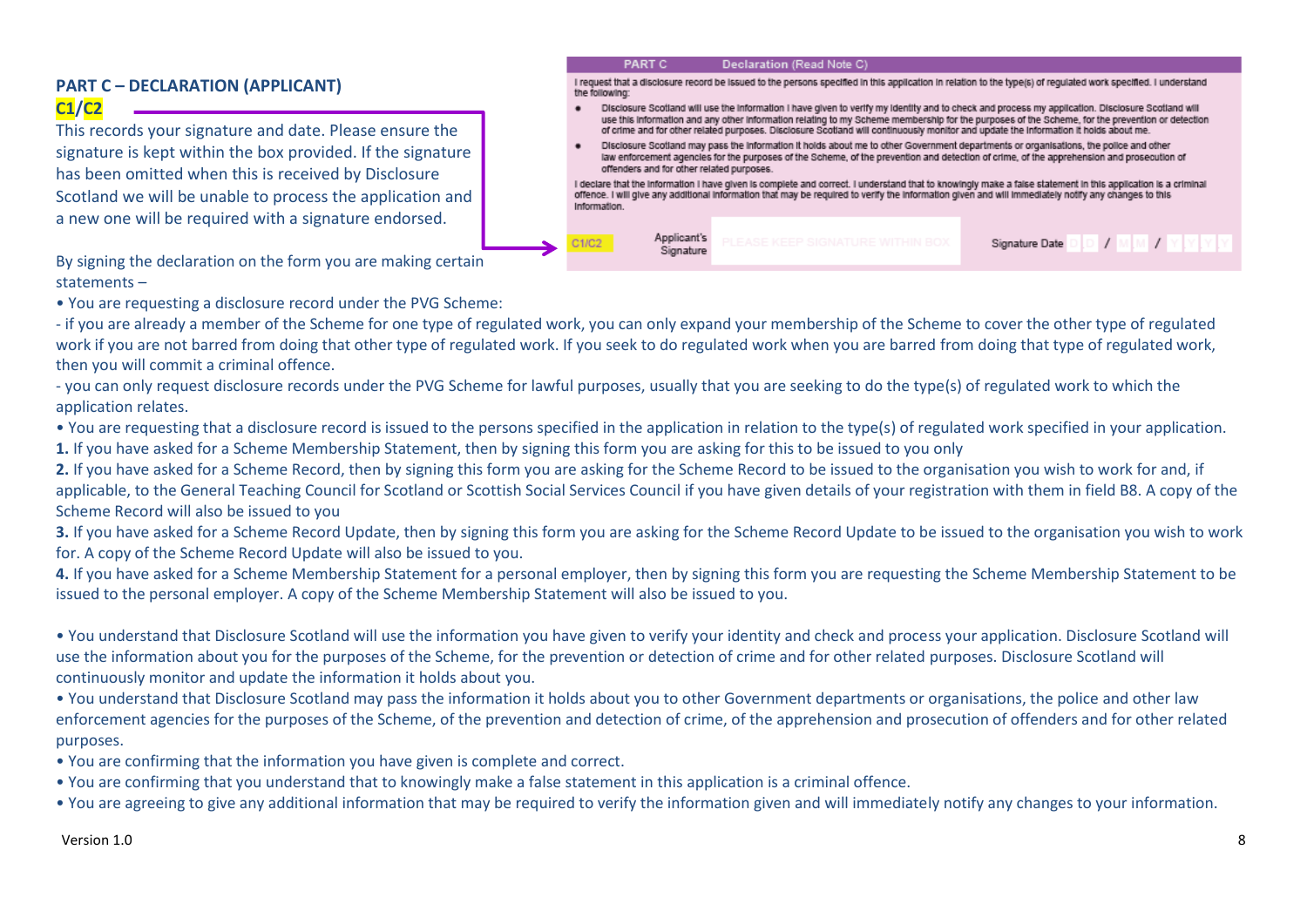## PART C – DECLARATION (APPLICANT)

**C1/C2**

This records your signature and date. Please ensure the signature is kept within the box provided. If the signature has been omitted when this is received by Disclosure Scotland we will be unable to process the application and a new one will be required with a signature endorsed.

| PART C | Declaration (Read Note C) |
|---|---|
| I request that a disclosure record be issued to the persons specified in this application in relation to the type(s) of regulated work specified. I understand the following: | |

- Disclosure Scotland will use the information I have given to verify my identity and to check and process my application. Disclosure Scotland will use this information and any other information relating to my Scheme membership for the purposes of the Scheme, for the prevention or detection of crime and for other related purposes. Disclosure Scotland will continuously monitor and update the information it holds about me.
- Disclosure Scotland may pass the information it holds about me to other Government departments or organisations, the police and other law enforcement agencies for the purposes of the Scheme, of the prevention and detection of crime, of the apprehension and prosecution of offenders and for other related purposes.

I declare that the information I have given is complete and correct. I understand that to knowingly make a false statement in this application is a criminal offence. I will give any additional information that may be required to verify the information given and will immediately notify any changes to this information.

| C1/C2 | Applicant's Signature | PLEASE KEEP SIGNATURE WITHIN BOX | Signature Date | D D / M M / Y Y Y Y |
|---|---|---|---|---|

By signing the declaration on the form you are making certain statements –

- You are requesting a disclosure record under the PVG Scheme:

- if you are already a member of the Scheme for one type of regulated work, you can only expand your membership of the Scheme to cover the other type of regulated work if you are not barred from doing that other type of regulated work. If you seek to do regulated work when you are barred from doing that type of regulated work, then you will commit a criminal offence.

- you can only request disclosure records under the PVG Scheme for lawful purposes, usually that you are seeking to do the type(s) of regulated work to which the application relates.

- You are requesting that a disclosure record is issued to the persons specified in the application in relation to the type(s) of regulated work specified in your application.

**1.** If you have asked for a Scheme Membership Statement, then by signing this form you are asking for this to be issued to you only

**2.** If you have asked for a Scheme Record, then by signing this form you are asking for the Scheme Record to be issued to the organisation you wish to work for and, if applicable, to the General Teaching Council for Scotland or Scottish Social Services Council if you have given details of your registration with them in field B8. A copy of the Scheme Record will also be issued to you

**3.** If you have asked for a Scheme Record Update, then by signing this form you are asking for the Scheme Record Update to be issued to the organisation you wish to work for. A copy of the Scheme Record Update will also be issued to you.

**4.** If you have asked for a Scheme Membership Statement for a personal employer, then by signing this form you are requesting the Scheme Membership Statement to be issued to the personal employer. A copy of the Scheme Membership Statement will also be issued to you.

- You understand that Disclosure Scotland will use the information you have given to verify your identity and check and process your application. Disclosure Scotland will use the information about you for the purposes of the Scheme, for the prevention or detection of crime and for other related purposes. Disclosure Scotland will continuously monitor and update the information it holds about you.
- You understand that Disclosure Scotland may pass the information it holds about you to other Government departments or organisations, the police and other law enforcement agencies for the purposes of the Scheme, of the prevention and detection of crime, of the apprehension and prosecution of offenders and for other related purposes.
- You are confirming that the information you have given is complete and correct.
- You are confirming that you understand that to knowingly make a false statement in this application is a criminal offence.
- You are agreeing to give any additional information that may be required to verify the information given and will immediately notify any changes to your information.

Version 1.0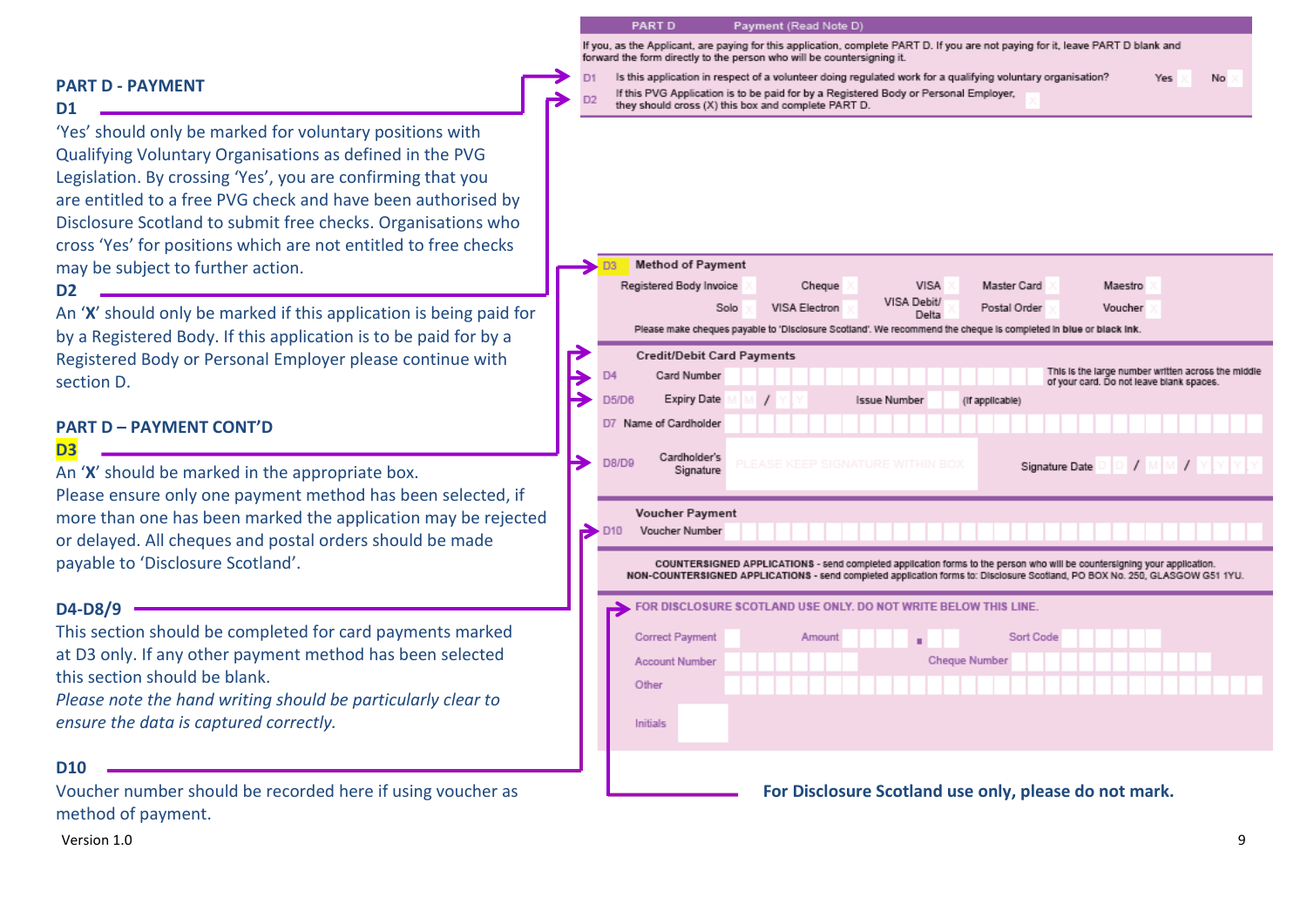## PART D - PAYMENT

**D1**

'Yes' should only be marked for voluntary positions with Qualifying Voluntary Organisations as defined in the PVG Legislation. By crossing 'Yes', you are confirming that you are entitled to a free PVG check and have been authorised by Disclosure Scotland to submit free checks. Organisations who cross 'Yes' for positions which are not entitled to free checks may be subject to further action.

**D2**

An '**X**' should only be marked if this application is being paid for by a Registered Body. If this application is to be paid for by a Registered Body or Personal Employer please continue with section D.

## PART D – PAYMENT CONT'D

**D3**

An '**X**' should be marked in the appropriate box.
Please ensure only one payment method has been selected, if more than one has been marked the application may be rejected or delayed. All cheques and postal orders should be made payable to 'Disclosure Scotland'.

**D4-D8/9**

This section should be completed for card payments marked at D3 only. If any other payment method has been selected this section should be blank.
*Please note the hand writing should be particularly clear to ensure the data is captured correctly.*

**D10**

Voucher number should be recorded here if using voucher as method of payment.

---

**PART D** Payment (Read Note D)

If you, as the Applicant, are paying for this application, complete PART D. If you are not paying for it, leave PART D blank and forward the form directly to the person who will be countersigning it.

D1 Is this application in respect of a volunteer doing regulated work for a qualifying voluntary organisation? Yes ☐ No ☐

D2 If this PVG Application is to be paid for by a Registered Body or Personal Employer, they should cross (X) this box and complete PART D. ☐

D3 **Method of Payment**

| | | | | |
|---|---|---|---|---|
| Registered Body Invoice ☐ | Cheque ☐ | VISA ☐ | Master Card ☐ | Maestro ☐ |
| Solo ☐ | VISA Electron ☐ | VISA Debit/ Delta ☐ | Postal Order ☐ | Voucher ☐ |

Please make cheques payable to 'Disclosure Scotland'. We recommend the cheque is completed in blue or black ink.

**Credit/Debit Card Payments**

D4 Card Number — This is the large number written across the middle of your card. Do not leave blank spaces.

D5/D6 Expiry Date MM / YY Issue Number (if applicable)

D7 Name of Cardholder

D8/D9 Cardholder's Signature — PLEASE KEEP SIGNATURE WITHIN BOX — Signature Date DD / MM / YYYY

**Voucher Payment**

D10 Voucher Number

**COUNTERSIGNED APPLICATIONS** - send completed application forms to the person who will be countersigning your application.
**NON-COUNTERSIGNED APPLICATIONS** - send completed application forms to: Disclosure Scotland, PO BOX No. 250, GLASGOW G51 1YU.

FOR DISCLOSURE SCOTLAND USE ONLY. DO NOT WRITE BELOW THIS LINE.

Correct Payment — Amount — Sort Code
Account Number — Cheque Number
Other
Initials

**For Disclosure Scotland use only, please do not mark.**

Version 1.0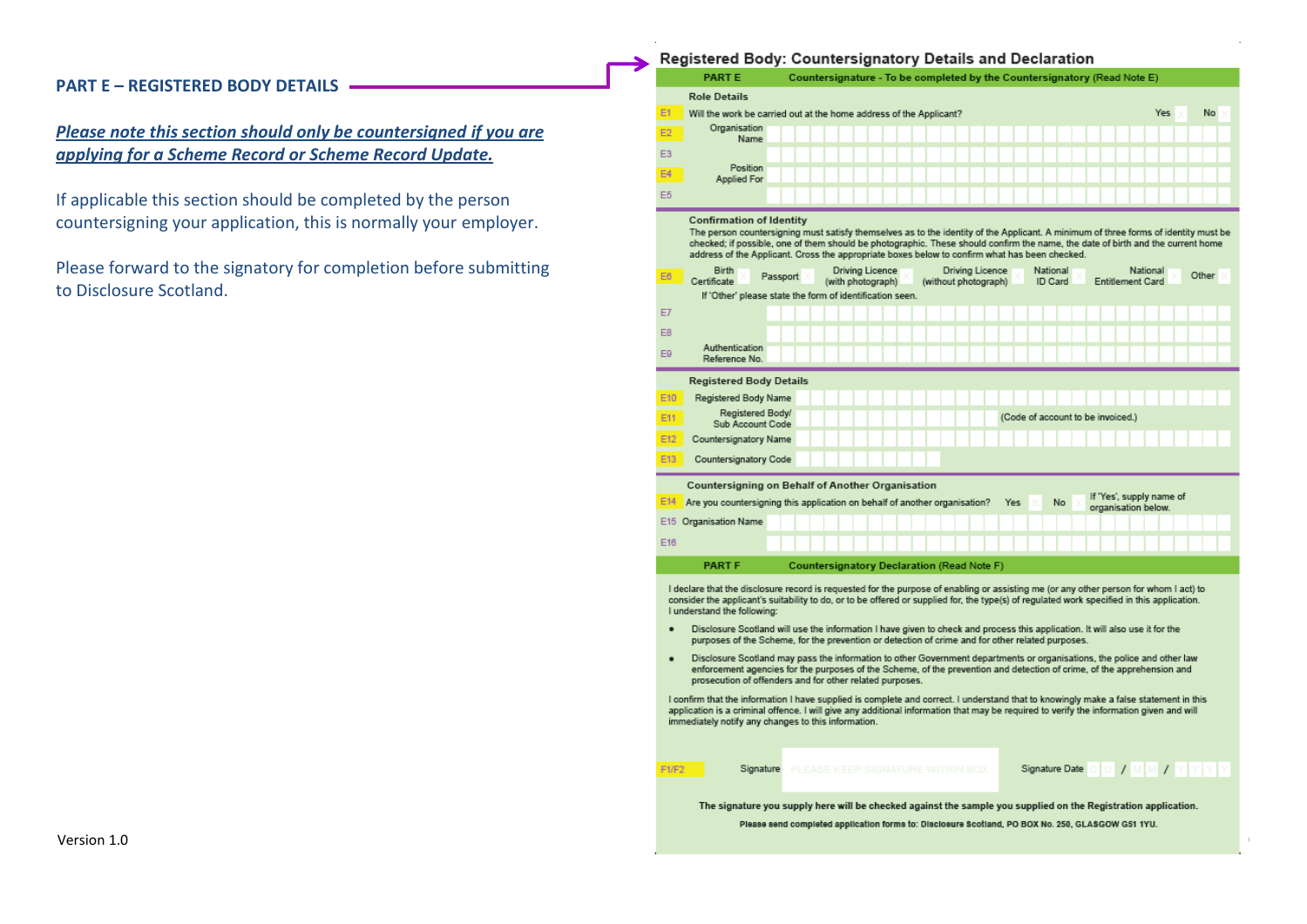**PART E – REGISTERED BODY DETAILS**

***Please note this section should only be countersigned if you are applying for a Scheme Record or Scheme Record Update.***

If applicable this section should be completed by the person countersigning your application, this is normally your employer.

Please forward to the signatory for completion before submitting to Disclosure Scotland.

Version 1.0

## Registered Body: Countersignatory Details and Declaration

**PART E** **Countersignature - To be completed by the Countersignatory (Read Note E)**

**Role Details**

E1 Will the work be carried out at the home address of the Applicant? Yes ☐ No ☐

E2 Organisation Name

E3

E4 Position Applied For

E5

**Confirmation of Identity**

The person countersigning must satisfy themselves as to the identity of the Applicant. A minimum of three forms of identity must be checked; if possible, one of them should be photographic. These should confirm the name, the date of birth and the current home address of the Applicant. Cross the appropriate boxes below to confirm what has been checked.

E6 Birth Certificate ☐ Passport ☐ Driving Licence (with photograph) ☐ Driving Licence (without photograph) ☐ National ID Card ☐ National Entitlement Card ☐ Other ☐

If 'Other' please state the form of identification seen.

E7

E8

E9 Authentication Reference No.

**Registered Body Details**

E10 Registered Body Name

E11 Registered Body/ Sub Account Code (Code of account to be invoiced.)

E12 Countersignatory Name

E13 Countersignatory Code

**Countersigning on Behalf of Another Organisation**

E14 Are you countersigning this application on behalf of another organisation? Yes ☐ No ☐ If 'Yes', supply name of organisation below.

E15 Organisation Name

E16

**PART F** **Countersignatory Declaration (Read Note F)**

I declare that the disclosure record is requested for the purpose of enabling or assisting me (or any other person for whom I act) to consider the applicant's suitability to do, or to be offered or supplied for, the type(s) of regulated work specified in this application. I understand the following:

- Disclosure Scotland will use the information I have given to check and process this application. It will also use it for the purposes of the Scheme, for the prevention or detection of crime and for other related purposes.
- Disclosure Scotland may pass the information to other Government departments or organisations, the police and other law enforcement agencies for the purposes of the Scheme, of the prevention and detection of crime, of the apprehension and prosecution of offenders and for other related purposes.

I confirm that the information I have supplied is complete and correct. I understand that to knowingly make a false statement in this application is a criminal offence. I will give any additional information that may be required to verify the information given and will immediately notify any changes to this information.

F1/F2 Signature PLEASE KEEP SIGNATURE WITHIN BOX Signature Date D D / M M / Y Y Y Y

**The signature you supply here will be checked against the sample you supplied on the Registration application.**

**Please send completed application forms to: Disclosure Scotland, PO BOX No. 250, GLASGOW G51 1YU.**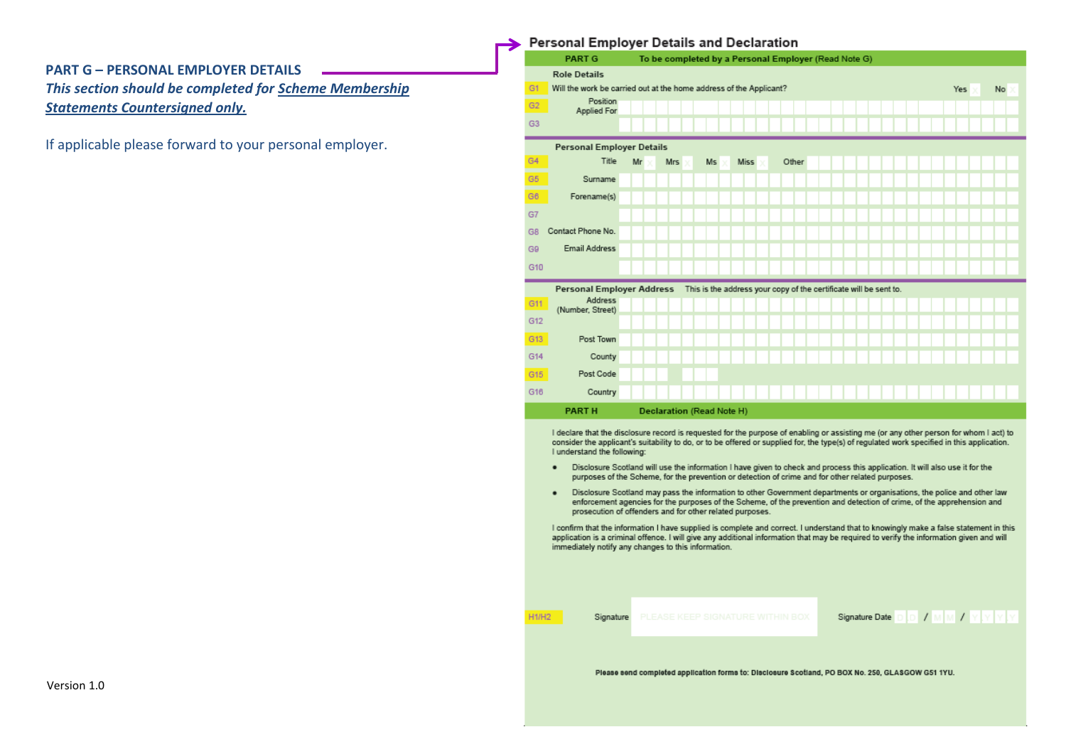**PART G – PERSONAL EMPLOYER DETAILS**

***This section should be completed for Scheme Membership Statements Countersigned only.***

If applicable please forward to your personal employer.

## Personal Employer Details and Declaration

**PART G** — **To be completed by a Personal Employer** (Read Note G)

**Role Details**

| Ref | Field | |
|---|---|---|
| G1 | Will the work be carried out at the home address of the Applicant? | Yes ☐ No ☐ |
| G2 | Position Applied For | |
| G3 | | |

**Personal Employer Details**

| Ref | Field | |
|---|---|---|
| G4 | Title | Mr ☐ Mrs ☐ Ms ☐ Miss ☐ Other |
| G5 | Surname | |
| G6 | Forename(s) | |
| G7 | | |
| G8 | Contact Phone No. | |
| G9 | Email Address | |
| G10 | | |

**Personal Employer Address** This is the address your copy of the certificate will be sent to.

| Ref | Field | |
|---|---|---|
| G11 | Address (Number, Street) | |
| G12 | | |
| G13 | Post Town | |
| G14 | County | |
| G15 | Post Code | |
| G16 | Country | |

**PART H** — **Declaration** (Read Note H)

I declare that the disclosure record is requested for the purpose of enabling or assisting me (or any other person for whom I act) to consider the applicant's suitability to do, or to be offered or supplied for, the type(s) of regulated work specified in this application. I understand the following:

- Disclosure Scotland will use the information I have given to check and process this application. It will also use it for the purposes of the Scheme, for the prevention or detection of crime and for other related purposes.
- Disclosure Scotland may pass the information to other Government departments or organisations, the police and other law enforcement agencies for the purposes of the Scheme, of the prevention and detection of crime, of the apprehension and prosecution of offenders and for other related purposes.

I confirm that the information I have supplied is complete and correct. I understand that to knowingly make a false statement in this application is a criminal offence. I will give any additional information that may be required to verify the information given and will immediately notify any changes to this information.

| Ref | | |
|---|---|---|
| H1/H2 | Signature: PLEASE KEEP SIGNATURE WITHIN BOX | Signature Date D D / M M / Y Y Y Y |

**Please send completed application forms to: Disclosure Scotland, PO BOX No. 250, GLASGOW G51 1YU.**

Version 1.0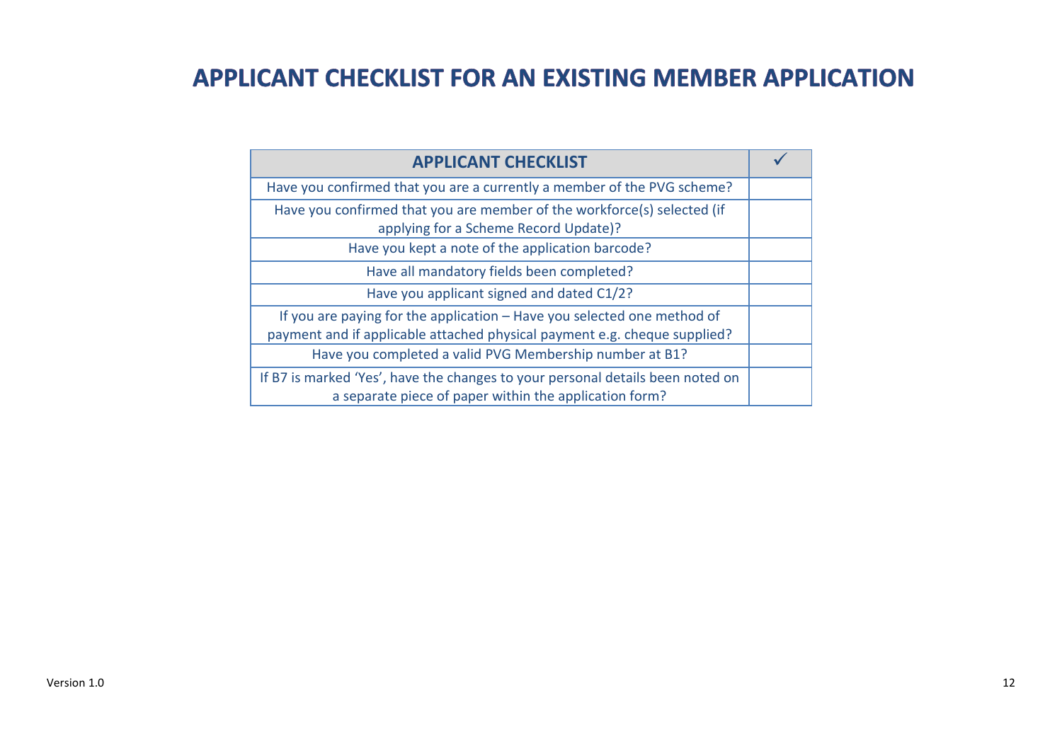# APPLICANT CHECKLIST FOR AN EXISTING MEMBER APPLICATION

| APPLICANT CHECKLIST | ✓ |
|---|---|
| Have you confirmed that you are a currently a member of the PVG scheme? | |
| Have you confirmed that you are member of the workforce(s) selected (if applying for a Scheme Record Update)? | |
| Have you kept a note of the application barcode? | |
| Have all mandatory fields been completed? | |
| Have you applicant signed and dated C1/2? | |
| If you are paying for the application – Have you selected one method of payment and if applicable attached physical payment e.g. cheque supplied? | |
| Have you completed a valid PVG Membership number at B1? | |
| If B7 is marked 'Yes', have the changes to your personal details been noted on a separate piece of paper within the application form? | |

Version 1.0